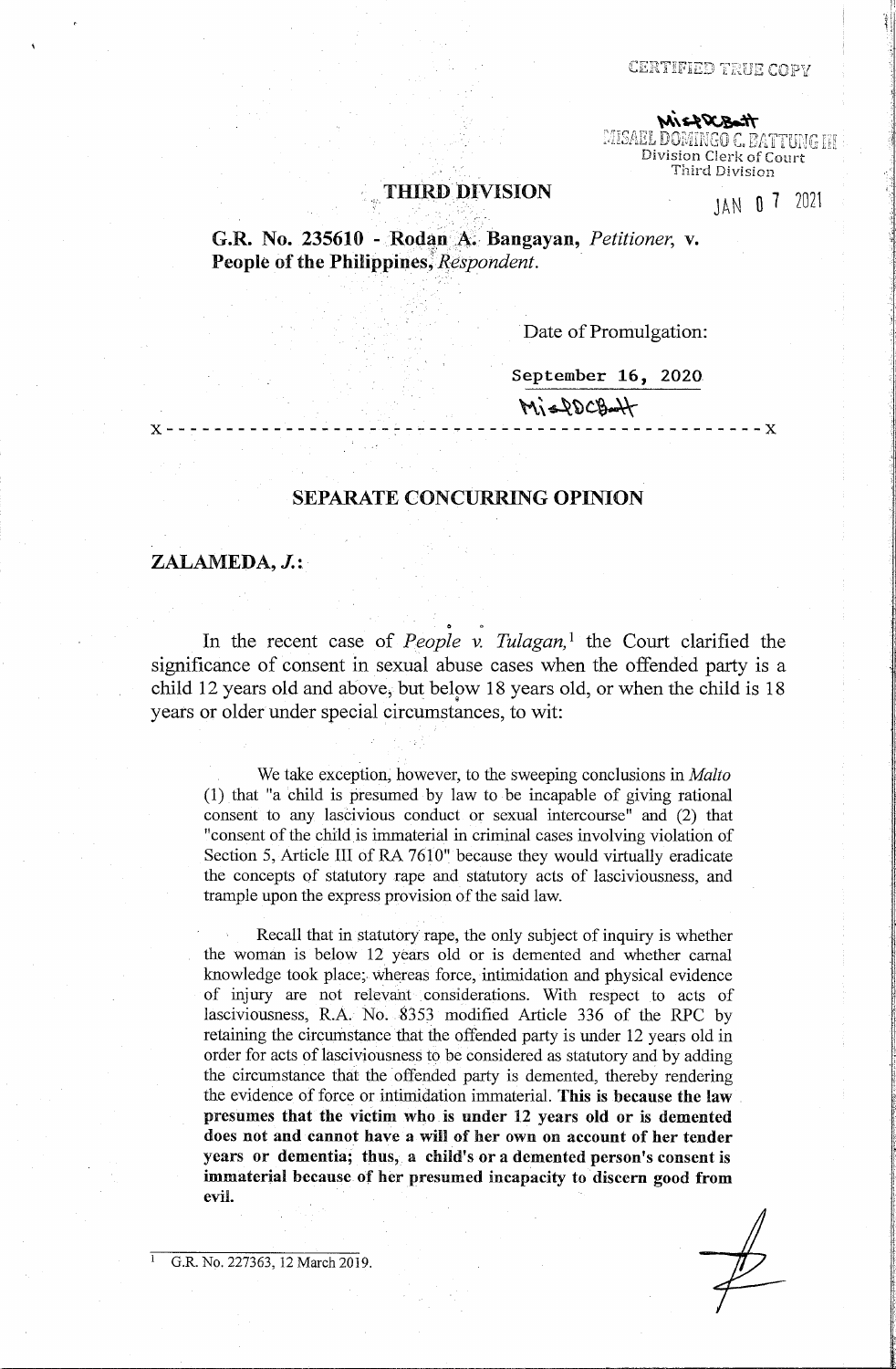CERTIFIED TRUE COPY

MISAEL DOMINGO C. BATTUNG III
Division Clerk of Court
Third Division

JAN 07 2021

**THIRD DIVISION**

**G.R. No. 235610 - Rodan A. Bangayan,** *Petitioner,* **v. People of the Philippines,** *Respondent.*

Date of Promulgation:

September 16, 2020

x - - - - - - - - - - - - - - - - - - - - - - - - - - - - - - - - - - - - - - - - - - - - - - - x

## SEPARATE CONCURRING OPINION

**ZALAMEDA, *J.*:**

In the recent case of *People v. Tulagan,*[1] the Court clarified the significance of consent in sexual abuse cases when the offended party is a child 12 years old and above, but below 18 years old, or when the child is 18 years or older under special circumstances, to wit:

> We take exception, however, to the sweeping conclusions in *Malto* (1) that "a child is presumed by law to be incapable of giving rational consent to any lascivious conduct or sexual intercourse" and (2) that "consent of the child is immaterial in criminal cases involving violation of Section 5, Article III of RA 7610" because they would virtually eradicate the concepts of statutory rape and statutory acts of lasciviousness, and trample upon the express provision of the said law.
>
> Recall that in statutory rape, the only subject of inquiry is whether the woman is below 12 years old or is demented and whether carnal knowledge took place; whereas force, intimidation and physical evidence of injury are not relevant considerations. With respect to acts of lasciviousness, R.A. No. 8353 modified Article 336 of the RPC by retaining the circumstance that the offended party is under 12 years old in order for acts of lasciviousness to be considered as statutory and by adding the circumstance that the offended party is demented, thereby rendering the evidence of force or intimidation immaterial. **This is because the law presumes that the victim who is under 12 years old or is demented does not and cannot have a will of her own on account of her tender years or dementia; thus, a child's or a demented person's consent is immaterial because of her presumed incapacity to discern good from evil.**

[1] G.R. No. 227363, 12 March 2019.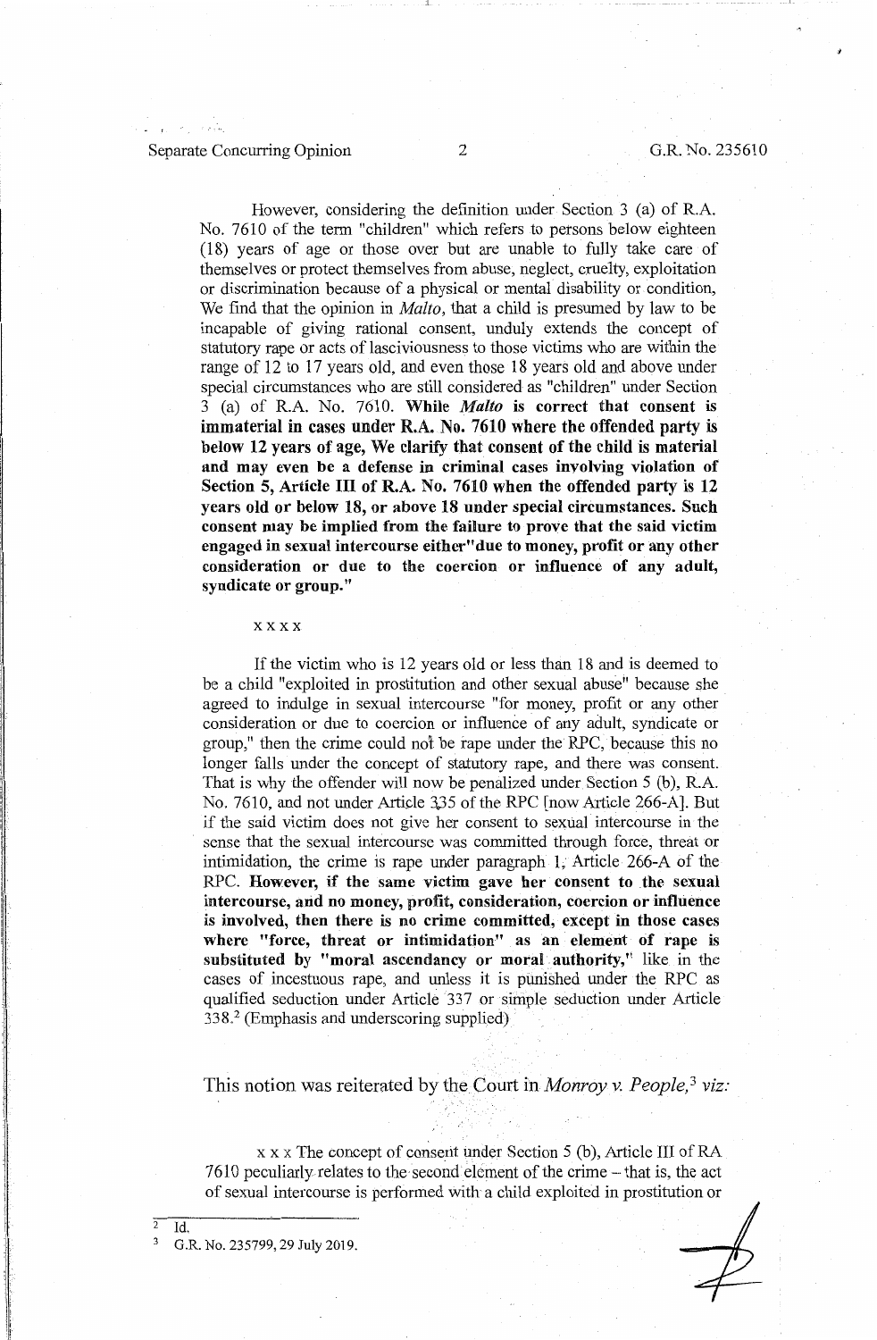However, considering the definition under Section 3 (a) of R.A. No. 7610 of the term "children" which refers to persons below eighteen (18) years of age or those over but are unable to fully take care of themselves or protect themselves from abuse, neglect, cruelty, exploitation or discrimination because of a physical or mental disability or condition, We find that the opinion in *Malto*, that a child is presumed by law to be incapable of giving rational consent, unduly extends the concept of statutory rape or acts of lasciviousness to those victims who are within the range of 12 to 17 years old, and even those 18 years old and above under special circumstances who are still considered as "children" under Section 3 (a) of R.A. No. 7610. **While *Malto* is correct that consent is immaterial in cases under R.A. No. 7610 where the offended party is below 12 years of age, We clarify that consent of the child is material and may even be a defense in criminal cases involving violation of Section 5, Article III of R.A. No. 7610 when the offended party is 12 years old or below 18, or above 18 under special circumstances. Such consent may be implied from the failure to prove that the said victim engaged in sexual intercourse either"due to money, profit or any other consideration or due to the coercion or influence of any adult, syndicate or group."**

x x x x

If the victim who is 12 years old or less than 18 and is deemed to be a child "exploited in prostitution and other sexual abuse" because she agreed to indulge in sexual intercourse "for money, profit or any other consideration or due to coercion or influence of any adult, syndicate or group," then the crime could not be rape under the RPC, because this no longer falls under the concept of statutory rape, and there was consent. That is why the offender will now be penalized under Section 5 (b), R.A. No. 7610, and not under Article 335 of the RPC [now Article 266-A]. But if the said victim does not give her consent to sexual intercourse in the sense that the sexual intercourse was committed through force, threat or intimidation, the crime is rape under paragraph 1, Article 266-A of the RPC. **However, if the same victim gave her consent to the sexual intercourse, and no money, profit, consideration, coercion or influence is involved, then there is no crime committed, except in those cases where "force, threat or intimidation" as an element of rape is substituted by "moral ascendancy or moral authority,"** like in the cases of incestuous rape, and unless it is punished under the RPC as qualified seduction under Article 337 or simple seduction under Article 338.[2] (Emphasis and underscoring supplied)

This notion was reiterated by the Court in *Monroy v. People*,[3] *viz:*

x x x The concept of consent under Section 5 (b), Article III of RA 7610 peculiarly relates to the second element of the crime – that is, the act of sexual intercourse is performed with a child exploited in prostitution or

---

[2] Id.

[3] G.R. No. 235799, 29 July 2019.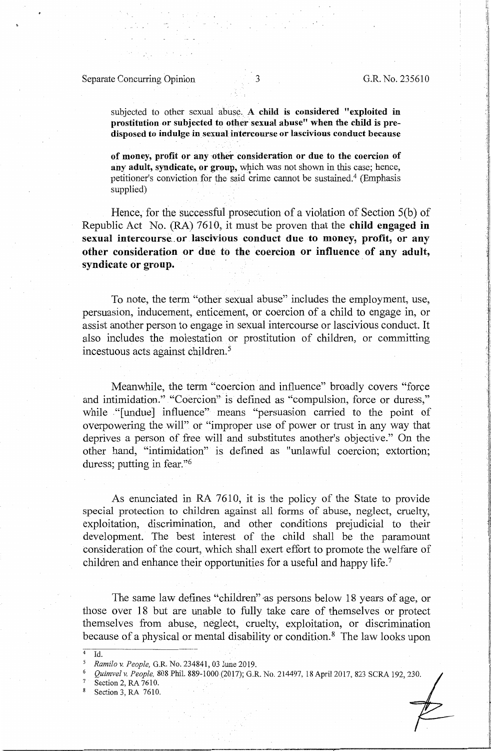subjected to other sexual abuse. **A child is considered "exploited in prostitution or subjected to other sexual abuse" when the child is pre-disposed to indulge in sexual intercourse or lascivious conduct because of money, profit or any other consideration or due to the coercion of any adult, syndicate, or group,** which was not shown in this case; hence, petitioner's conviction for the said crime cannot be sustained.[4] (Emphasis supplied)

Hence, for the successful prosecution of a violation of Section 5(b) of Republic Act No. (RA) 7610, it must be proven that the **child engaged in sexual intercourse or lascivious conduct due to money, profit, or any other consideration or due to the coercion or influence of any adult, syndicate or group.**

To note, the term "other sexual abuse" includes the employment, use, persuasion, inducement, enticement, or coercion of a child to engage in, or assist another person to engage in sexual intercourse or lascivious conduct. It also includes the molestation or prostitution of children, or committing incestuous acts against children.[5]

Meanwhile, the term "coercion and influence" broadly covers "force and intimidation." "Coercion" is defined as "compulsion, force or duress," while "[undue] influence" means "persuasion carried to the point of overpowering the will" or "improper use of power or trust in any way that deprives a person of free will and substitutes another's objective." On the other hand, "intimidation" is defined as "unlawful coercion; extortion; duress; putting in fear."[6]

As enunciated in RA 7610, it is the policy of the State to provide special protection to children against all forms of abuse, neglect, cruelty, exploitation, discrimination, and other conditions prejudicial to their development. The best interest of the child shall be the paramount consideration of the court, which shall exert effort to promote the welfare of children and enhance their opportunities for a useful and happy life.[7]

The same law defines "children" as persons below 18 years of age, or those over 18 but are unable to fully take care of themselves or protect themselves from abuse, neglect, cruelty, exploitation, or discrimination because of a physical or mental disability or condition.[8] The law looks upon

---

[4] Id.

[5] *Ramilo v. People,* G.R. No. 234841, 03 June 2019.

[6] *Quimvel v. People,* 808 Phil. 889-1000 (2017); G.R. No. 214497, 18 April 2017, 823 SCRA 192, 230.

[7] Section 2, RA 7610.

[8] Section 3, RA 7610.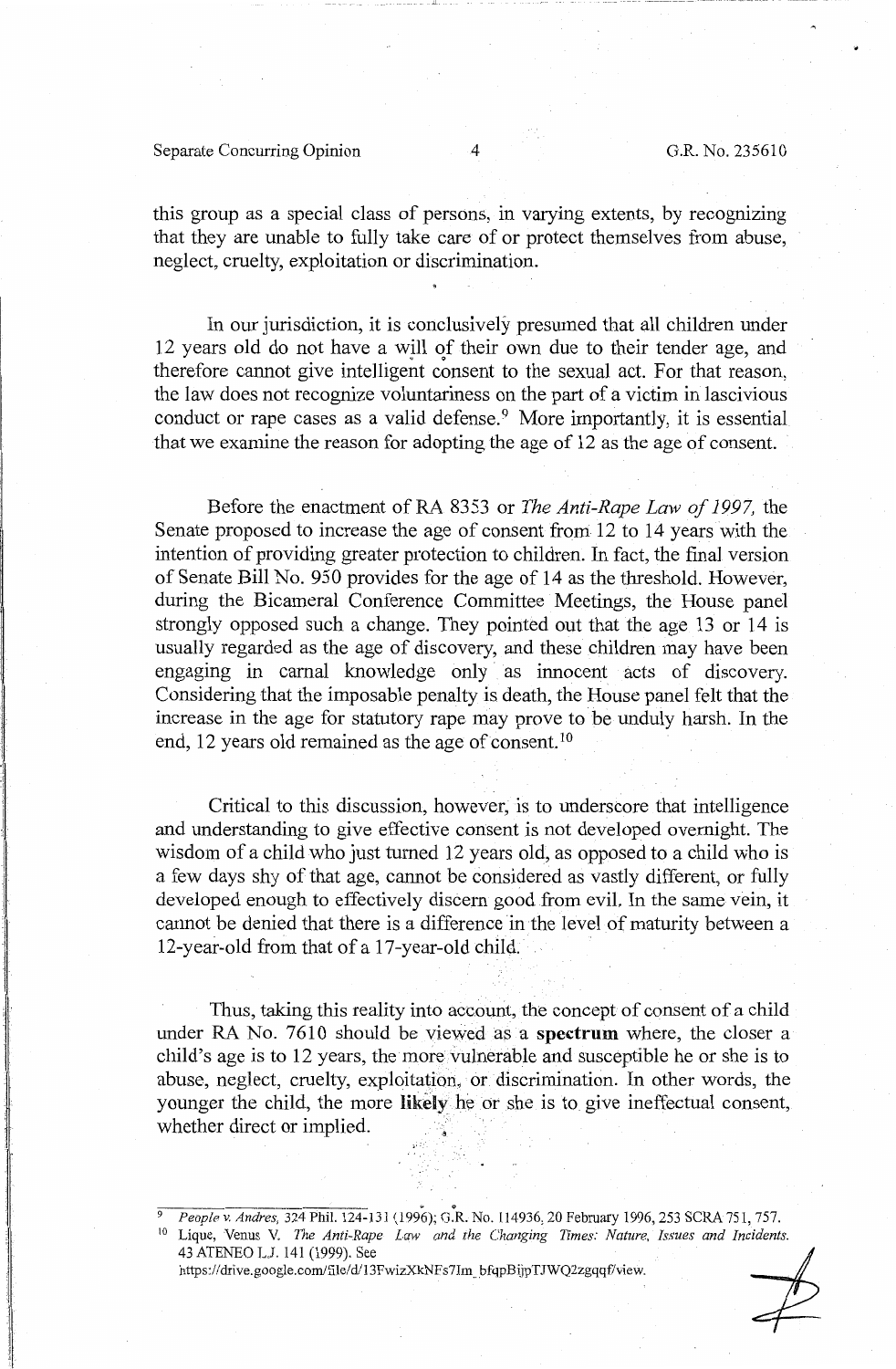this group as a special class of persons, in varying extents, by recognizing that they are unable to fully take care of or protect themselves from abuse, neglect, cruelty, exploitation or discrimination.

In our jurisdiction, it is conclusively presumed that all children under 12 years old do not have a will of their own due to their tender age, and therefore cannot give intelligent consent to the sexual act. For that reason, the law does not recognize voluntariness on the part of a victim in lascivious conduct or rape cases as a valid defense.[9] More importantly, it is essential that we examine the reason for adopting the age of 12 as the age of consent.

Before the enactment of RA 8353 or *The Anti-Rape Law of 1997,* the Senate proposed to increase the age of consent from 12 to 14 years with the intention of providing greater protection to children. In fact, the final version of Senate Bill No. 950 provides for the age of 14 as the threshold. However, during the Bicameral Conference Committee Meetings, the House panel strongly opposed such a change. They pointed out that the age 13 or 14 is usually regarded as the age of discovery, and these children may have been engaging in carnal knowledge only as innocent acts of discovery. Considering that the imposable penalty is death, the House panel felt that the increase in the age for statutory rape may prove to be unduly harsh. In the end, 12 years old remained as the age of consent.[10]

Critical to this discussion, however, is to underscore that intelligence and understanding to give effective consent is not developed overnight. The wisdom of a child who just turned 12 years old, as opposed to a child who is a few days shy of that age, cannot be considered as vastly different, or fully developed enough to effectively discern good from evil. In the same vein, it cannot be denied that there is a difference in the level of maturity between a 12-year-old from that of a 17-year-old child.

Thus, taking this reality into account, the concept of consent of a child under RA No. 7610 should be viewed as a **spectrum** where, the closer a child's age is to 12 years, the more vulnerable and susceptible he or she is to abuse, neglect, cruelty, exploitation, or discrimination. In other words, the younger the child, the more **likely** he or she is to give ineffectual consent, whether direct or implied.

---

[9] *People v. Andres,* 324 Phil. 124-131 (1996); G.R. No. 114936, 20 February 1996, 253 SCRA 751, 757.

[10] Lique, Venus V. *The Anti-Rape Law and the Changing Times: Nature, Issues and Incidents.* 43 ATENEO L.J. 141 (1999). See https://drive.google.com/file/d/13FwizXkNFs7Im_bfqpBijpTJWQ2zgqqf/view.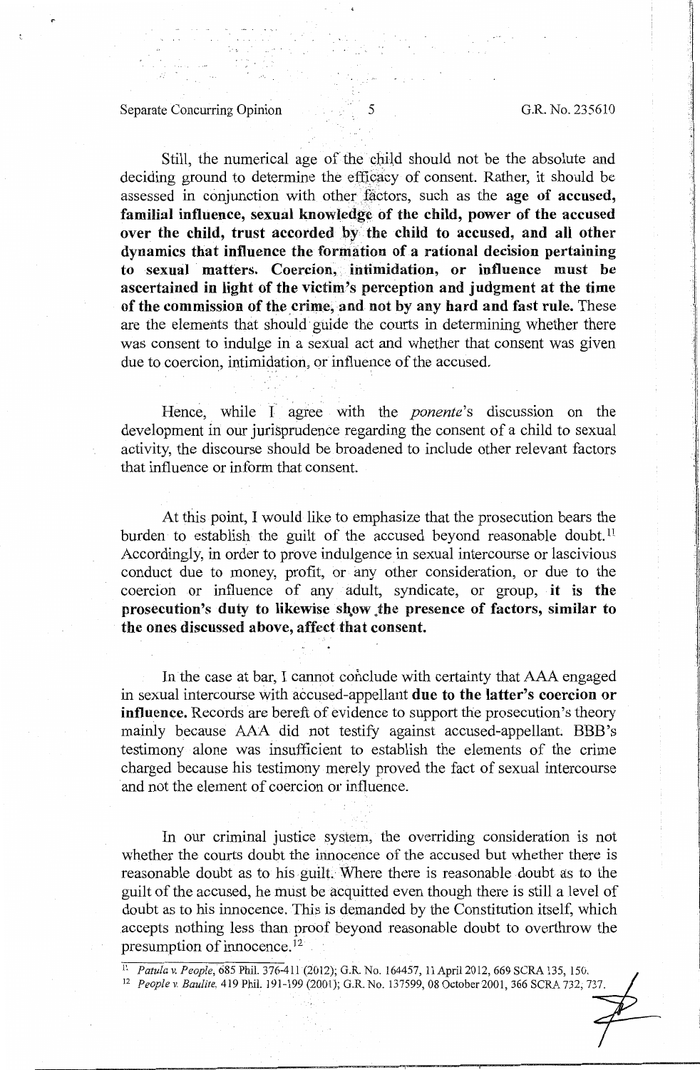Still, the numerical age of the child should not be the absolute and deciding ground to determine the efficacy of consent. Rather, it should be assessed in conjunction with other factors, such as the **age of accused, familial influence, sexual knowledge of the child, power of the accused over the child, trust accorded by the child to accused, and all other dynamics that influence the formation of a rational decision pertaining to sexual matters. Coercion, intimidation, or influence must be ascertained in light of the victim's perception and judgment at the time of the commission of the crime, and not by any hard and fast rule.** These are the elements that should guide the courts in determining whether there was consent to indulge in a sexual act and whether that consent was given due to coercion, intimidation, or influence of the accused.

Hence, while I agree with the *ponente*'s discussion on the development in our jurisprudence regarding the consent of a child to sexual activity, the discourse should be broadened to include other relevant factors that influence or inform that consent.

At this point, I would like to emphasize that the prosecution bears the burden to establish the guilt of the accused beyond reasonable doubt.[11] Accordingly, in order to prove indulgence in sexual intercourse or lascivious conduct due to money, profit, or any other consideration, or due to the coercion or influence of any adult, syndicate, or group, **it is the prosecution's duty to likewise show the presence of factors, similar to the ones discussed above, affect that consent.**

In the case at bar, I cannot conclude with certainty that AAA engaged in sexual intercourse with accused-appellant **due to the latter's coercion or influence.** Records are bereft of evidence to support the prosecution's theory mainly because AAA did not testify against accused-appellant. BBB's testimony alone was insufficient to establish the elements of the crime charged because his testimony merely proved the fact of sexual intercourse and not the element of coercion or influence.

In our criminal justice system, the overriding consideration is not whether the courts doubt the innocence of the accused but whether there is reasonable doubt as to his guilt. Where there is reasonable doubt as to the guilt of the accused, he must be acquitted even though there is still a level of doubt as to his innocence. This is demanded by the Constitution itself, which accepts nothing less than proof beyond reasonable doubt to overthrow the presumption of innocence.[12]

---

[11] *Patula v. People*, 685 Phil. 376-411 (2012); G.R. No. 164457, 11 April 2012, 669 SCRA 135, 150.

[12] *People v. Baulite*, 419 Phil. 191-199 (2001); G.R. No. 137599, 08 October 2001, 366 SCRA 732, 737.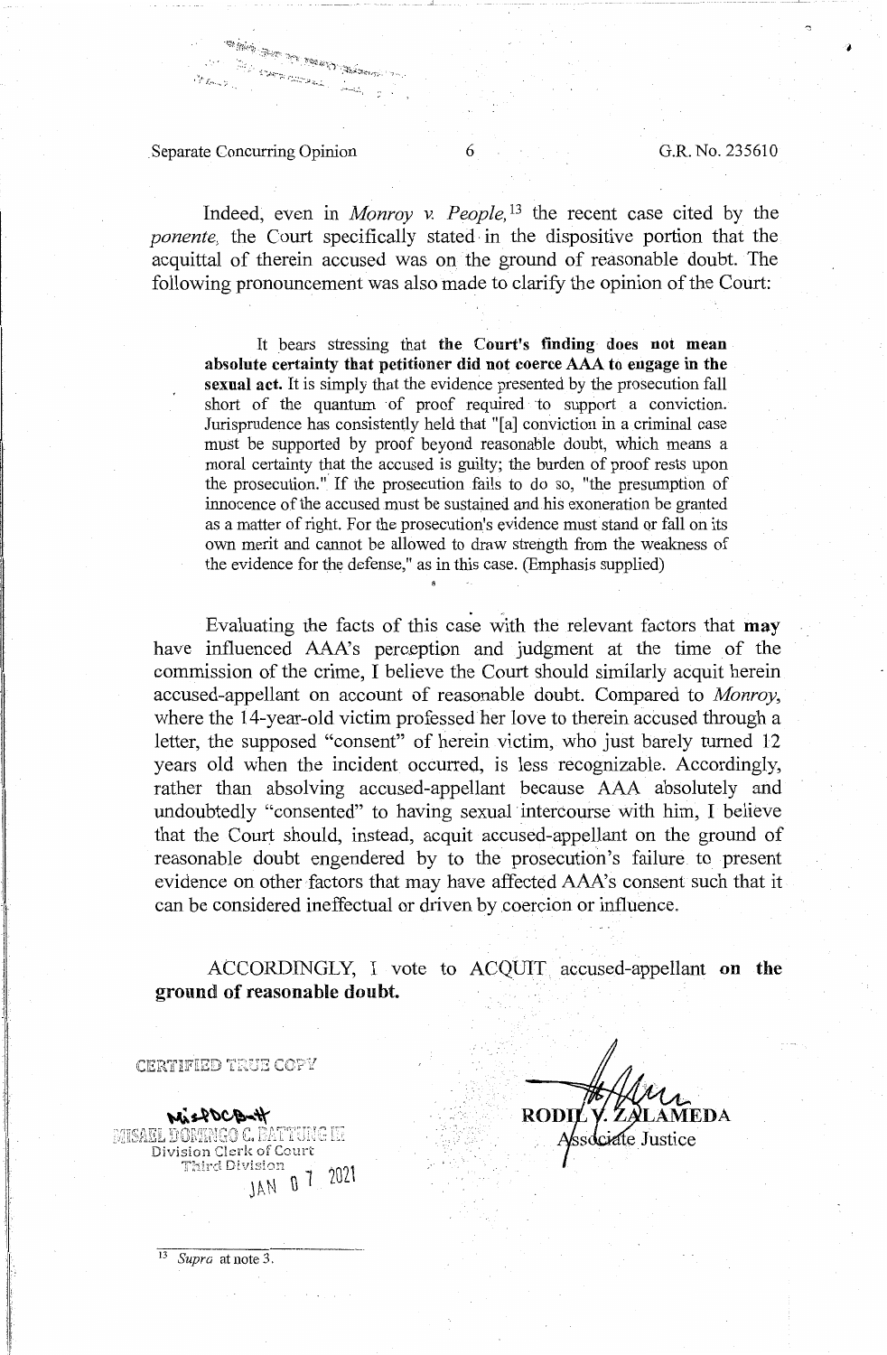Indeed, even in *Monroy v. People,*[13] the recent case cited by the *ponente*, the Court specifically stated in the dispositive portion that the acquittal of therein accused was on the ground of reasonable doubt. The following pronouncement was also made to clarify the opinion of the Court:

> It bears stressing that **the Court's finding does not mean absolute certainty that petitioner did not coerce AAA to engage in the sexual act.** It is simply that the evidence presented by the prosecution fall short of the quantum of proof required to support a conviction. Jurisprudence has consistently held that "[a] conviction in a criminal case must be supported by proof beyond reasonable doubt, which means a moral certainty that the accused is guilty; the burden of proof rests upon the prosecution." If the prosecution fails to do so, "the presumption of innocence of the accused must be sustained and his exoneration be granted as a matter of right. For the prosecution's evidence must stand or fall on its own merit and cannot be allowed to draw strength from the weakness of the evidence for the defense," as in this case. (Emphasis supplied)

Evaluating the facts of this case with the relevant factors that **may** have influenced AAA's perception and judgment at the time of the commission of the crime, I believe the Court should similarly acquit herein accused-appellant on account of reasonable doubt. Compared to *Monroy*, where the 14-year-old victim professed her love to therein accused through a letter, the supposed "consent" of herein victim, who just barely turned 12 years old when the incident occurred, is less recognizable. Accordingly, rather than absolving accused-appellant because AAA absolutely and undoubtedly "consented" to having sexual intercourse with him, I believe that the Court should, instead, acquit accused-appellant on the ground of reasonable doubt engendered by to the prosecution's failure to present evidence on other factors that may have affected AAA's consent such that it can be considered ineffectual or driven by coercion or influence.

ACCORDINGLY, I vote to ACQUIT accused-appellant **on the ground of reasonable doubt.**

RODIL V. ZALAMEDA
Associate Justice

CERTIFIED TRUE COPY

MISAEL DOMINGO C. BATTUNG III
Division Clerk of Court
Third Division
JAN 07 2021

---

[13] *Supra* at note 3.